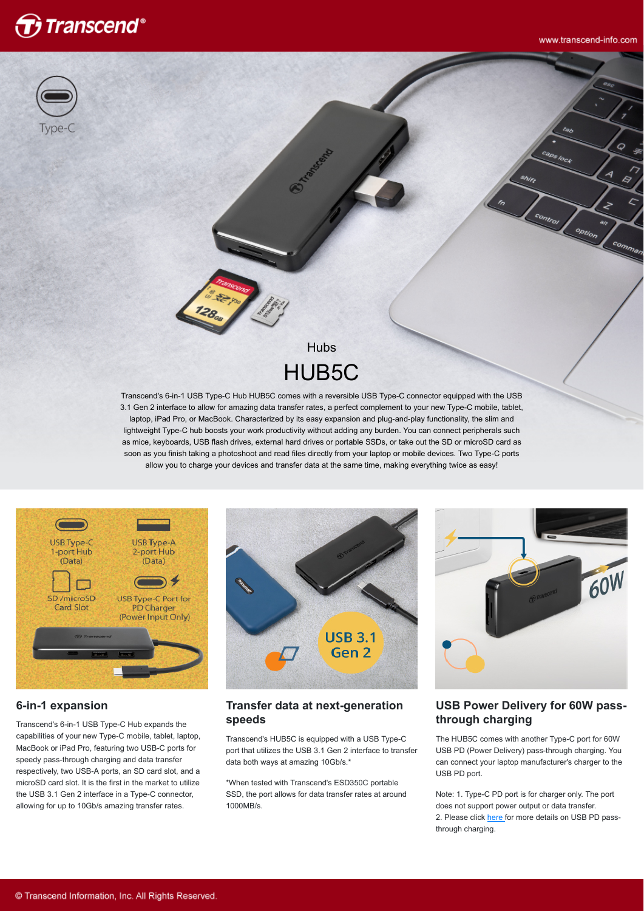Hubs

# HUB5C

Transcend's 6-in-1 USB Type-C Hub HUB5C comes with a reversible USB Type-C connector equipped with the USB 3.1 Gen 2 interface to allow for amazing data transfer rates, a perfect complement to your new Type-C mobile, tablet, laptop, iPad Pro, or MacBook. Characterized by its easy expansion and plug-and-play functionality, the slim and lightweight Type-C hub boosts your work productivity without adding any burden. You can connect peripherals such as mice, keyboards, USB flash drives, external hard drives or portable SSDs, or take out the SD or microSD card as soon as you finish taking a photoshoot and read files directly from your laptop or mobile devices. Two Type-C ports allow you to charge your devices and transfer data at the same time, making everything twice as easy!

## 6-in-1 expansion

Transcend's 6-in-1 USB Type-C Hub expands the capabilities of your new Type-C mobile, tablet, laptop, MacBook or iPad Pro, featuring two USB-C ports for speedy pass-through charging and data transfer respectively, two USB-A ports, an SD card slot, and a microSD card slot. It is the first in the market to utilize the USB 3.1 Gen 2 interface in a Type-C connector, allowing for up to 10Gb/s amazing transfer rates.

## Transfer data at next-generation speeds

Transcend's HUB5C is equipped with a USB Type-C port that utilizes the USB 3.1 Gen 2 interface to transfer data both ways at amazing 10Gb/s.*

*When tested with Transcend's ESD350C portable SSD, the port allows for data transfer rates at around 1000MB/s.

## USB Power Delivery for 60W pass-through charging

The HUB5C comes with another Type-C port for 60W USB PD (Power Delivery) pass-through charging. You can connect your laptop manufacturer's charger to the USB PD port.

Note: 1. Type-C PD port is for charger only. The port does not support power output or data transfer.
2. Please click here for more details on USB PD pass-through charging.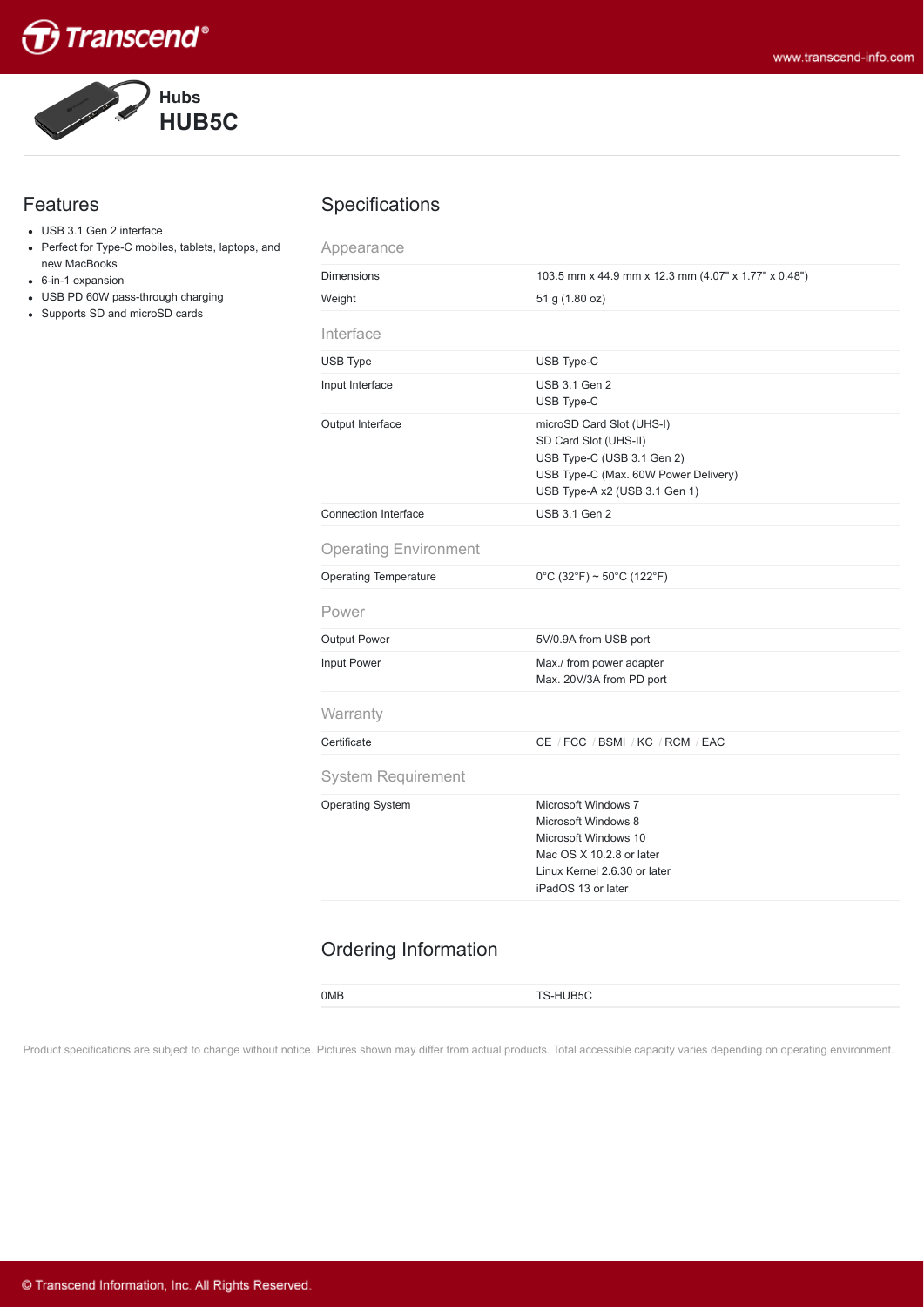# Hubs
## HUB5C

## Features

- USB 3.1 Gen 2 interface
- Perfect for Type-C mobiles, tablets, laptops, and new MacBooks
- 6-in-1 expansion
- USB PD 60W pass-through charging
- Supports SD and microSD cards

## Specifications

### Appearance

| | |
|---|---|
| Dimensions | 103.5 mm x 44.9 mm x 12.3 mm (4.07" x 1.77" x 0.48") |
| Weight | 51 g (1.80 oz) |

### Interface

| | |
|---|---|
| USB Type | USB Type-C |
| Input Interface | USB 3.1 Gen 2<br>USB Type-C |
| Output Interface | microSD Card Slot (UHS-I)<br>SD Card Slot (UHS-II)<br>USB Type-C (USB 3.1 Gen 2)<br>USB Type-C (Max. 60W Power Delivery)<br>USB Type-A x2 (USB 3.1 Gen 1) |
| Connection Interface | USB 3.1 Gen 2 |

### Operating Environment

| | |
|---|---|
| Operating Temperature | 0°C (32°F) ~ 50°C (122°F) |

### Power

| | |
|---|---|
| Output Power | 5V/0.9A from USB port |
| Input Power | Max./ from power adapter<br>Max. 20V/3A from PD port |

### Warranty

| | |
|---|---|
| Certificate | CE / FCC / BSMI / KC / RCM / EAC |

### System Requirement

| | |
|---|---|
| Operating System | Microsoft Windows 7<br>Microsoft Windows 8<br>Microsoft Windows 10<br>Mac OS X 10.2.8 or later<br>Linux Kernel 2.6.30 or later<br>iPadOS 13 or later |

## Ordering Information

| | |
|---|---|
| 0MB | TS-HUB5C |

Product specifications are subject to change without notice. Pictures shown may differ from actual products. Total accessible capacity varies depending on operating environment.